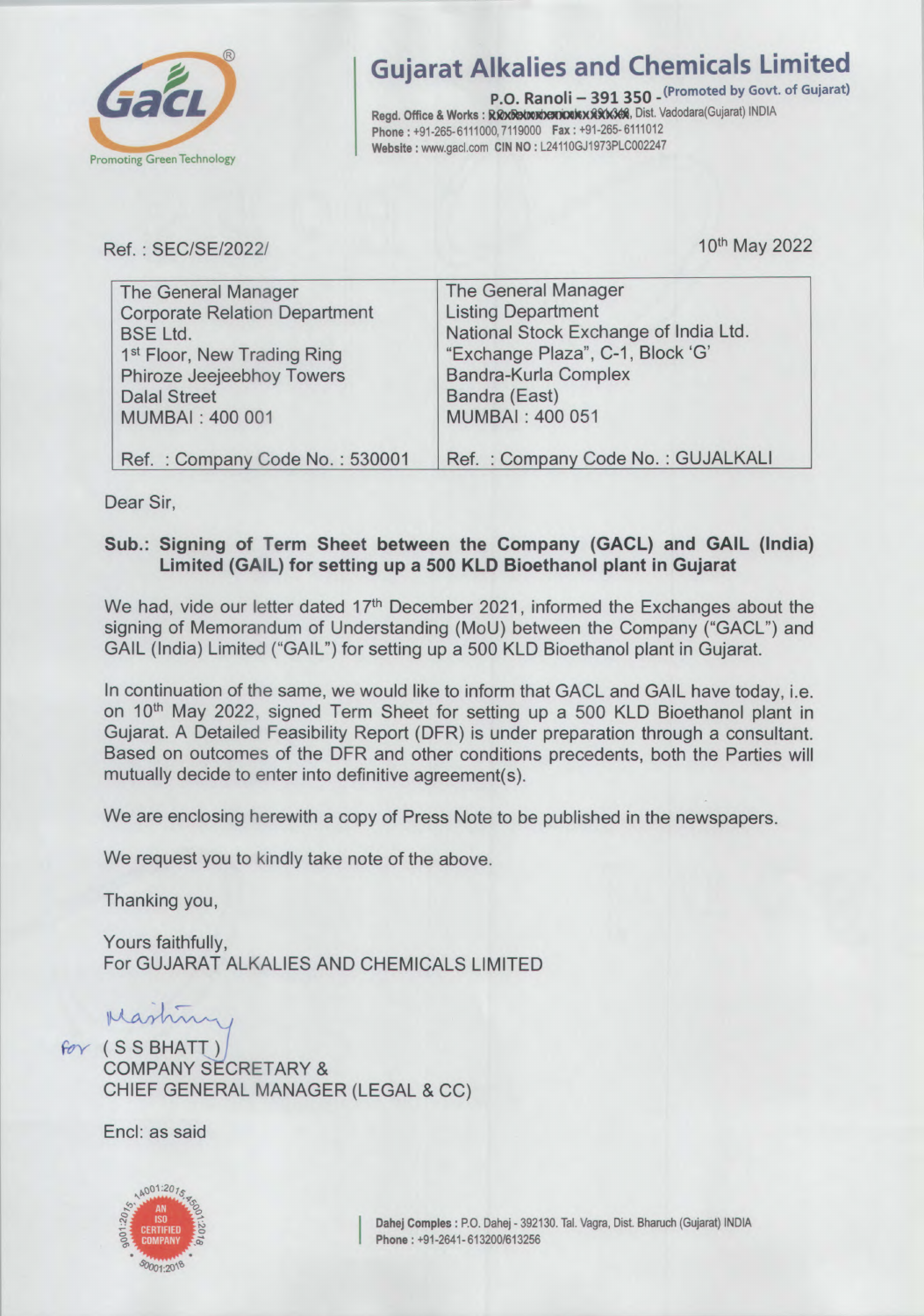# Gujarat Alkalies and Chemicals Limited

(Promoted by Govt. of Gujarat)

P.O. Ranoli – 391 350 -

Regd. Office & Works : XXXXXXXXXXXXXXXX, Dist. Vadodara(Gujarat) INDIA
Phone : +91-265-6111000, 7119000 Fax : +91-265- 6111012
Website : www.gacl.com CIN NO : L24110GJ1973PLC002247

Promoting Green Technology

Ref. : SEC/SE/2022/

10th May 2022

| The General Manager<br>Corporate Relation Department<br>BSE Ltd.<br>1st Floor, New Trading Ring<br>Phiroze Jeejeebhoy Towers<br>Dalal Street<br>MUMBAI : 400 001 | The General Manager<br>Listing Department<br>National Stock Exchange of India Ltd.<br>"Exchange Plaza", C-1, Block 'G'<br>Bandra-Kurla Complex<br>Bandra (East)<br>MUMBAI : 400 051 |
|---|---|
| Ref. : Company Code No. : 530001 | Ref. : Company Code No. : GUJALKALI |

Dear Sir,

**Sub.: Signing of Term Sheet between the Company (GACL) and GAIL (India) Limited (GAIL) for setting up a 500 KLD Bioethanol plant in Gujarat**

We had, vide our letter dated 17th December 2021, informed the Exchanges about the signing of Memorandum of Understanding (MoU) between the Company ("GACL") and GAIL (India) Limited ("GAIL") for setting up a 500 KLD Bioethanol plant in Gujarat.

In continuation of the same, we would like to inform that GACL and GAIL have today, i.e. on 10th May 2022, signed Term Sheet for setting up a 500 KLD Bioethanol plant in Gujarat. A Detailed Feasibility Report (DFR) is under preparation through a consultant. Based on outcomes of the DFR and other conditions precedents, both the Parties will mutually decide to enter into definitive agreement(s).

We are enclosing herewith a copy of Press Note to be published in the newspapers.

We request you to kindly take note of the above.

Thanking you,

Yours faithfully,
For GUJARAT ALKALIES AND CHEMICALS LIMITED

for ( S S BHATT )
COMPANY SECRETARY &
CHIEF GENERAL MANAGER (LEGAL & CC)

Encl: as said

AN ISO CERTIFIED COMPANY

Dahej Complex : P.O. Dahej - 392130. Tal. Vagra, Dist. Bharuch (Gujarat) INDIA
Phone : +91-2641- 613200/613256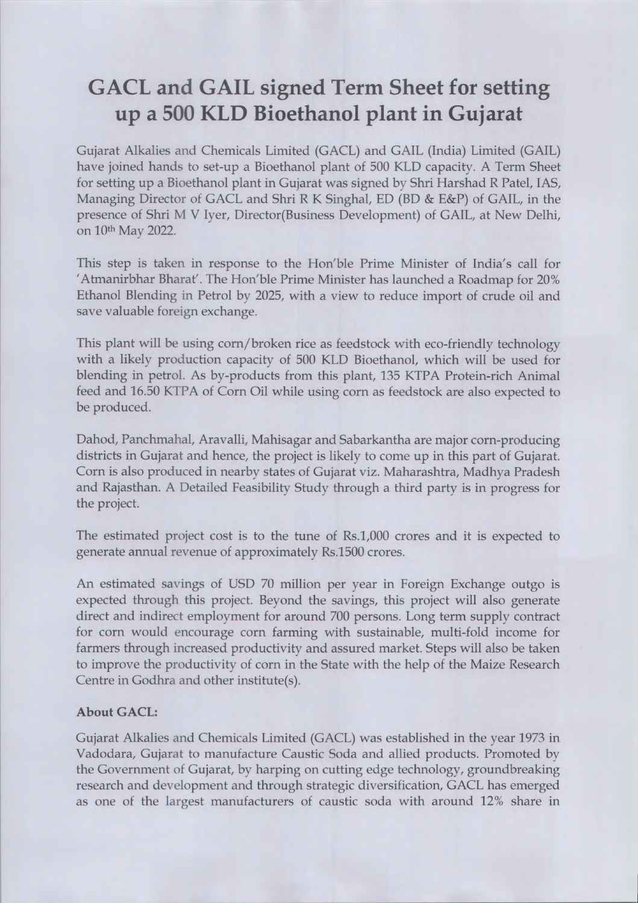# GACL and GAIL signed Term Sheet for setting up a 500 KLD Bioethanol plant in Gujarat

Gujarat Alkalies and Chemicals Limited (GACL) and GAIL (India) Limited (GAIL) have joined hands to set-up a Bioethanol plant of 500 KLD capacity. A Term Sheet for setting up a Bioethanol plant in Gujarat was signed by Shri Harshad R Patel, IAS, Managing Director of GACL and Shri R K Singhal, ED (BD & E&P) of GAIL, in the presence of Shri M V Iyer, Director(Business Development) of GAIL, at New Delhi, on 10th May 2022.

This step is taken in response to the Hon'ble Prime Minister of India's call for 'Atmanirbhar Bharat'. The Hon'ble Prime Minister has launched a Roadmap for 20% Ethanol Blending in Petrol by 2025, with a view to reduce import of crude oil and save valuable foreign exchange.

This plant will be using corn/broken rice as feedstock with eco-friendly technology with a likely production capacity of 500 KLD Bioethanol, which will be used for blending in petrol. As by-products from this plant, 135 KTPA Protein-rich Animal feed and 16.50 KTPA of Corn Oil while using corn as feedstock are also expected to be produced.

Dahod, Panchmahal, Aravalli, Mahisagar and Sabarkantha are major corn-producing districts in Gujarat and hence, the project is likely to come up in this part of Gujarat. Corn is also produced in nearby states of Gujarat viz. Maharashtra, Madhya Pradesh and Rajasthan. A Detailed Feasibility Study through a third party is in progress for the project.

The estimated project cost is to the tune of Rs.1,000 crores and it is expected to generate annual revenue of approximately Rs.1500 crores.

An estimated savings of USD 70 million per year in Foreign Exchange outgo is expected through this project. Beyond the savings, this project will also generate direct and indirect employment for around 700 persons. Long term supply contract for corn would encourage corn farming with sustainable, multi-fold income for farmers through increased productivity and assured market. Steps will also be taken to improve the productivity of corn in the State with the help of the Maize Research Centre in Godhra and other institute(s).

**About GACL:**

Gujarat Alkalies and Chemicals Limited (GACL) was established in the year 1973 in Vadodara, Gujarat to manufacture Caustic Soda and allied products. Promoted by the Government of Gujarat, by harping on cutting edge technology, groundbreaking research and development and through strategic diversification, GACL has emerged as one of the largest manufacturers of caustic soda with around 12% share in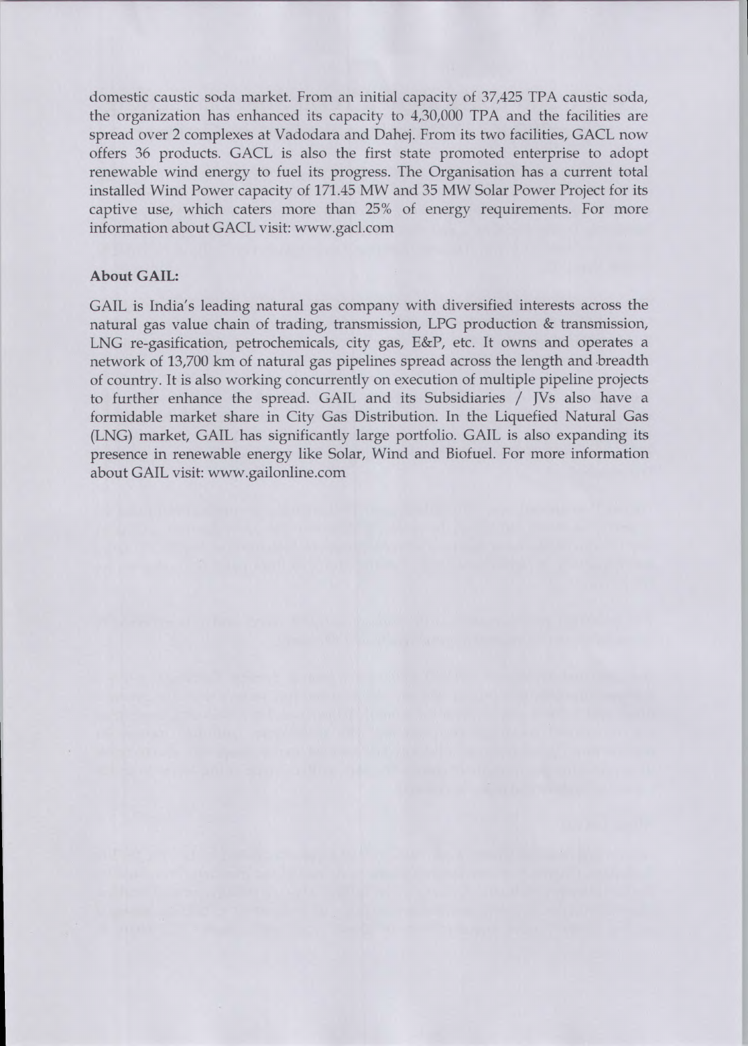domestic caustic soda market. From an initial capacity of 37,425 TPA caustic soda, the organization has enhanced its capacity to 4,30,000 TPA and the facilities are spread over 2 complexes at Vadodara and Dahej. From its two facilities, GACL now offers 36 products. GACL is also the first state promoted enterprise to adopt renewable wind energy to fuel its progress. The Organisation has a current total installed Wind Power capacity of 171.45 MW and 35 MW Solar Power Project for its captive use, which caters more than 25% of energy requirements. For more information about GACL visit: www.gacl.com

**About GAIL:**

GAIL is India's leading natural gas company with diversified interests across the natural gas value chain of trading, transmission, LPG production & transmission, LNG re-gasification, petrochemicals, city gas, E&P, etc. It owns and operates a network of 13,700 km of natural gas pipelines spread across the length and breadth of country. It is also working concurrently on execution of multiple pipeline projects to further enhance the spread. GAIL and its Subsidiaries / JVs also have a formidable market share in City Gas Distribution. In the Liquefied Natural Gas (LNG) market, GAIL has significantly large portfolio. GAIL is also expanding its presence in renewable energy like Solar, Wind and Biofuel. For more information about GAIL visit: www.gailonline.com